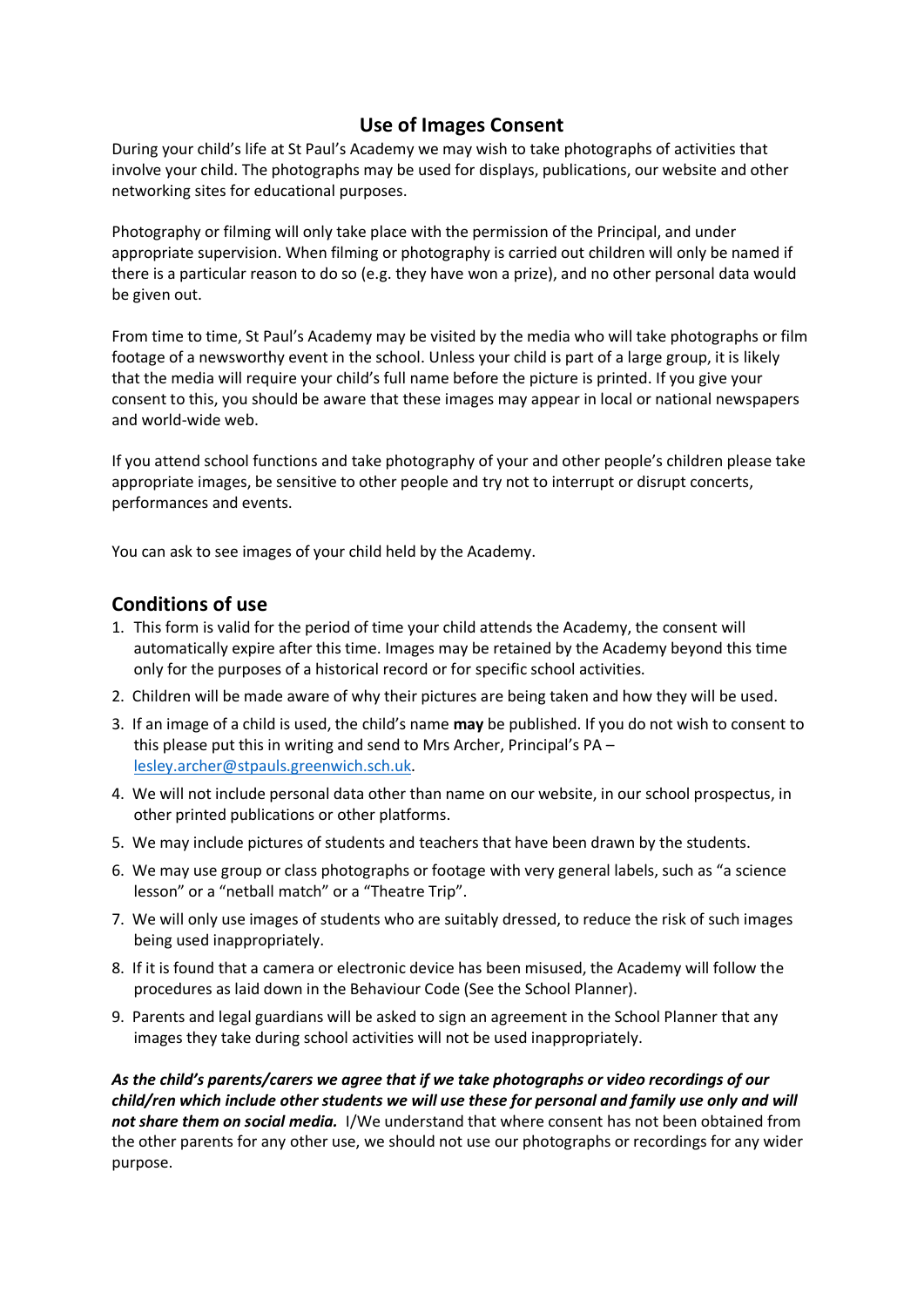# Use of Images Consent

During your child's life at St Paul's Academy we may wish to take photographs of activities that involve your child. The photographs may be used for displays, publications, our website and other networking sites for educational purposes.

Photography or filming will only take place with the permission of the Principal, and under appropriate supervision. When filming or photography is carried out children will only be named if there is a particular reason to do so (e.g. they have won a prize), and no other personal data would be given out.

From time to time, St Paul's Academy may be visited by the media who will take photographs or film footage of a newsworthy event in the school. Unless your child is part of a large group, it is likely that the media will require your child's full name before the picture is printed. If you give your consent to this, you should be aware that these images may appear in local or national newspapers and world-wide web.

If you attend school functions and take photography of your and other people's children please take appropriate images, be sensitive to other people and try not to interrupt or disrupt concerts, performances and events.

You can ask to see images of your child held by the Academy.

## Conditions of use

1. This form is valid for the period of time your child attends the Academy, the consent will automatically expire after this time. Images may be retained by the Academy beyond this time only for the purposes of a historical record or for specific school activities.
2. Children will be made aware of why their pictures are being taken and how they will be used.
3. If an image of a child is used, the child's name **may** be published. If you do not wish to consent to this please put this in writing and send to Mrs Archer, Principal's PA – lesley.archer@stpauls.greenwich.sch.uk.
4. We will not include personal data other than name on our website, in our school prospectus, in other printed publications or other platforms.
5. We may include pictures of students and teachers that have been drawn by the students.
6. We may use group or class photographs or footage with very general labels, such as "a science lesson" or a "netball match" or a "Theatre Trip".
7. We will only use images of students who are suitably dressed, to reduce the risk of such images being used inappropriately.
8. If it is found that a camera or electronic device has been misused, the Academy will follow the procedures as laid down in the Behaviour Code (See the School Planner).
9. Parents and legal guardians will be asked to sign an agreement in the School Planner that any images they take during school activities will not be used inappropriately.

***As the child's parents/carers we agree that if we take photographs or video recordings of our child/ren which include other students we will use these for personal and family use only and will not share them on social media.*** I/We understand that where consent has not been obtained from the other parents for any other use, we should not use our photographs or recordings for any wider purpose.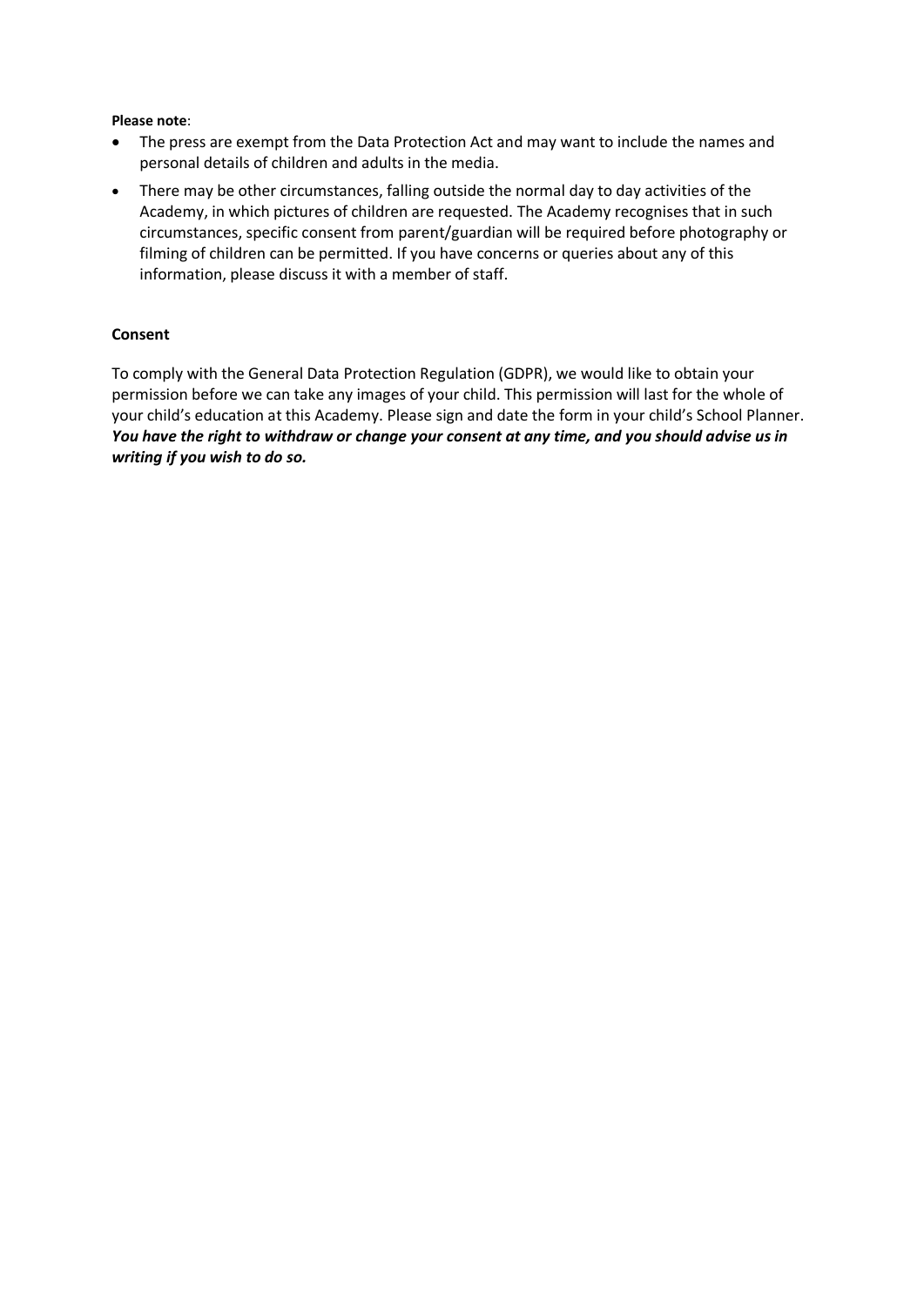**Please note**:

- The press are exempt from the Data Protection Act and may want to include the names and personal details of children and adults in the media.
- There may be other circumstances, falling outside the normal day to day activities of the Academy, in which pictures of children are requested. The Academy recognises that in such circumstances, specific consent from parent/guardian will be required before photography or filming of children can be permitted. If you have concerns or queries about any of this information, please discuss it with a member of staff.

**Consent**

To comply with the General Data Protection Regulation (GDPR), we would like to obtain your permission before we can take any images of your child. This permission will last for the whole of your child's education at this Academy. Please sign and date the form in your child's School Planner. ***You have the right to withdraw or change your consent at any time, and you should advise us in writing if you wish to do so.***